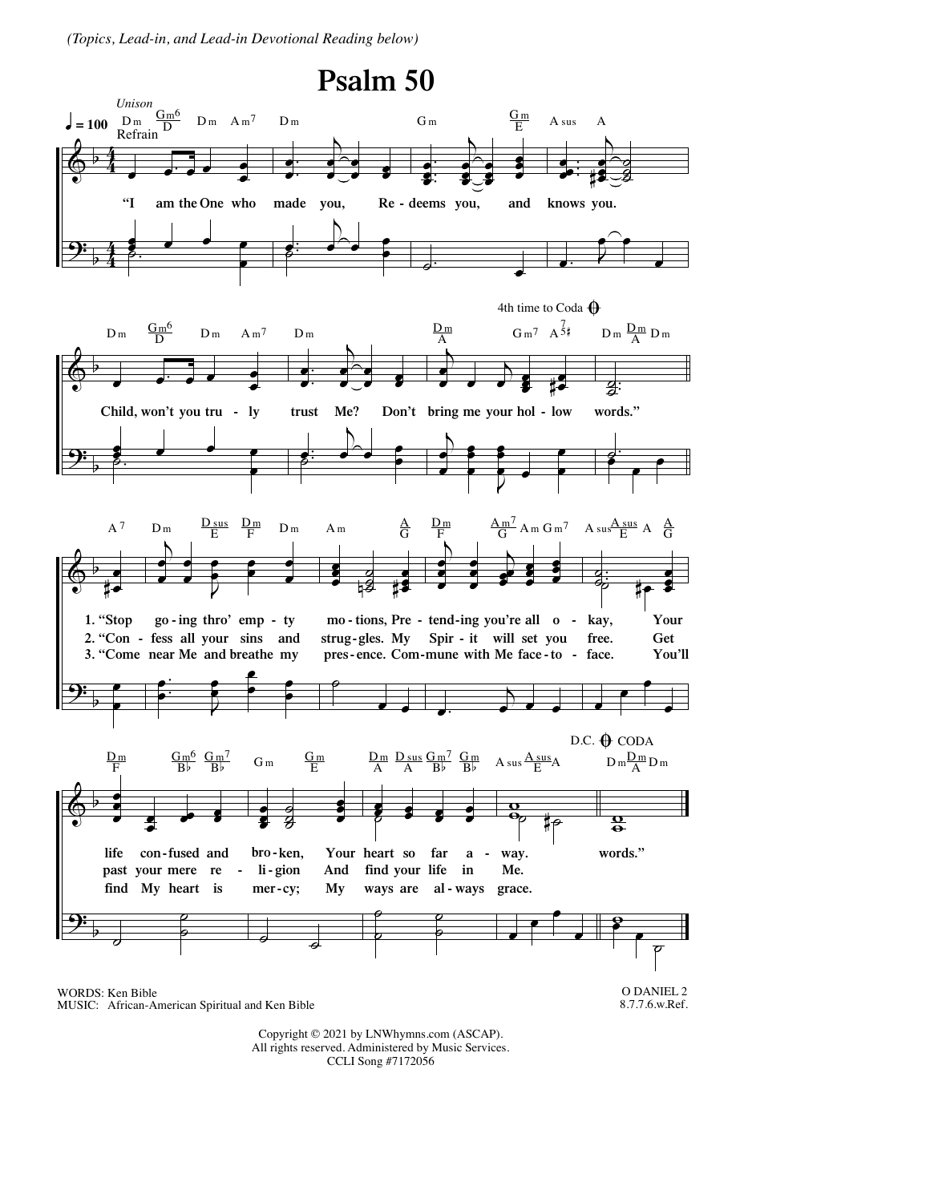*(Topics, Lead-in, and Lead-in Devotional Reading below)*

# Psalm 50

Refrain:
"I am the One who made you, Redeems you, and knows you.
Child, won't you truly trust Me? Don't bring me your hollow words."

1. "Stop going thro' empty motions, Pretending you're all okay, Your life confused and broken, Your heart so far away.
2. "Confess all your sins and struggles. My Spirit will set you free. Get past your mere religion And find your life in Me.
3. "Come near Me and breathe my presence. Commune with Me face-to-face. You'll find My heart is mercy; My ways are always grace.

(4th time to Coda) words."

WORDS: Ken Bible
MUSIC: African-American Spiritual and Ken Bible

O DANIEL 2
8.7.7.6.w.Ref.

Copyright © 2021 by LNWhymns.com (ASCAP).
All rights reserved. Administered by Music Services.
CCLI Song #7172056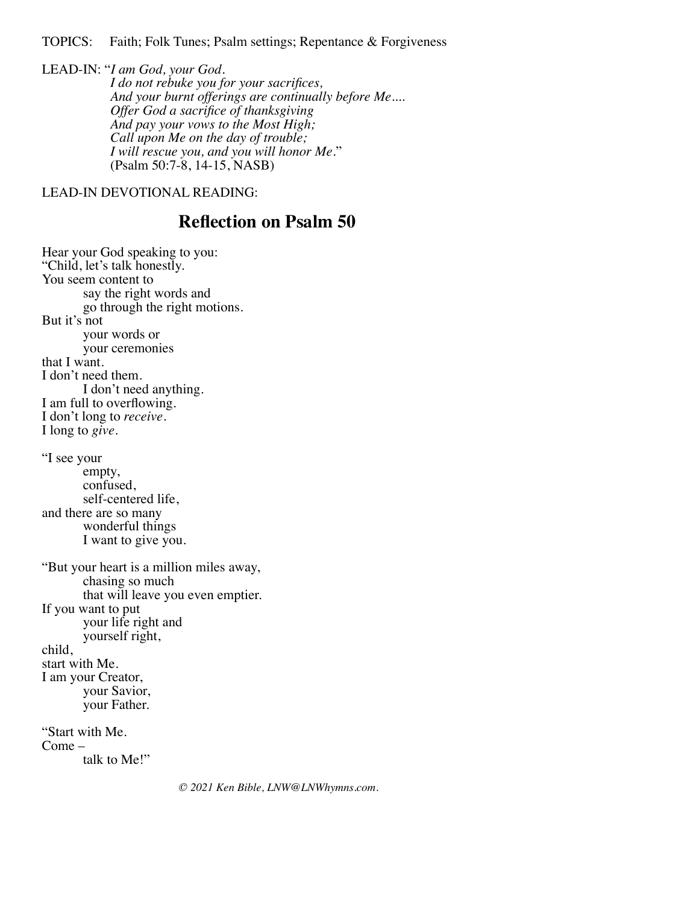TOPICS: Faith; Folk Tunes; Psalm settings; Repentance & Forgiveness

LEAD-IN: "*I am God, your God.*
*I do not rebuke you for your sacrifices,*
*And your burnt offerings are continually before Me….*
*Offer God a sacrifice of thanksgiving*
*And pay your vows to the Most High;*
*Call upon Me on the day of trouble;*
*I will rescue you, and you will honor Me.*"
(Psalm 50:7-8, 14-15, NASB)

LEAD-IN DEVOTIONAL READING:

## Reflection on Psalm 50

Hear your God speaking to you:
"Child, let's talk honestly.
You seem content to
  say the right words and
  go through the right motions.
But it's not
  your words or
  your ceremonies
that I want.
I don't need them.
  I don't need anything.
I am full to overflowing.
I don't long to *receive*.
I long to *give*.

"I see your
  empty,
  confused,
  self-centered life,
and there are so many
  wonderful things
  I want to give you.

"But your heart is a million miles away,
  chasing so much
  that will leave you even emptier.
If you want to put
  your life right and
  yourself right,
child,
start with Me.
I am your Creator,
  your Savior,
  your Father.

"Start with Me.
Come –
  talk to Me!"

*© 2021 Ken Bible, LNW@LNWhymns.com.*